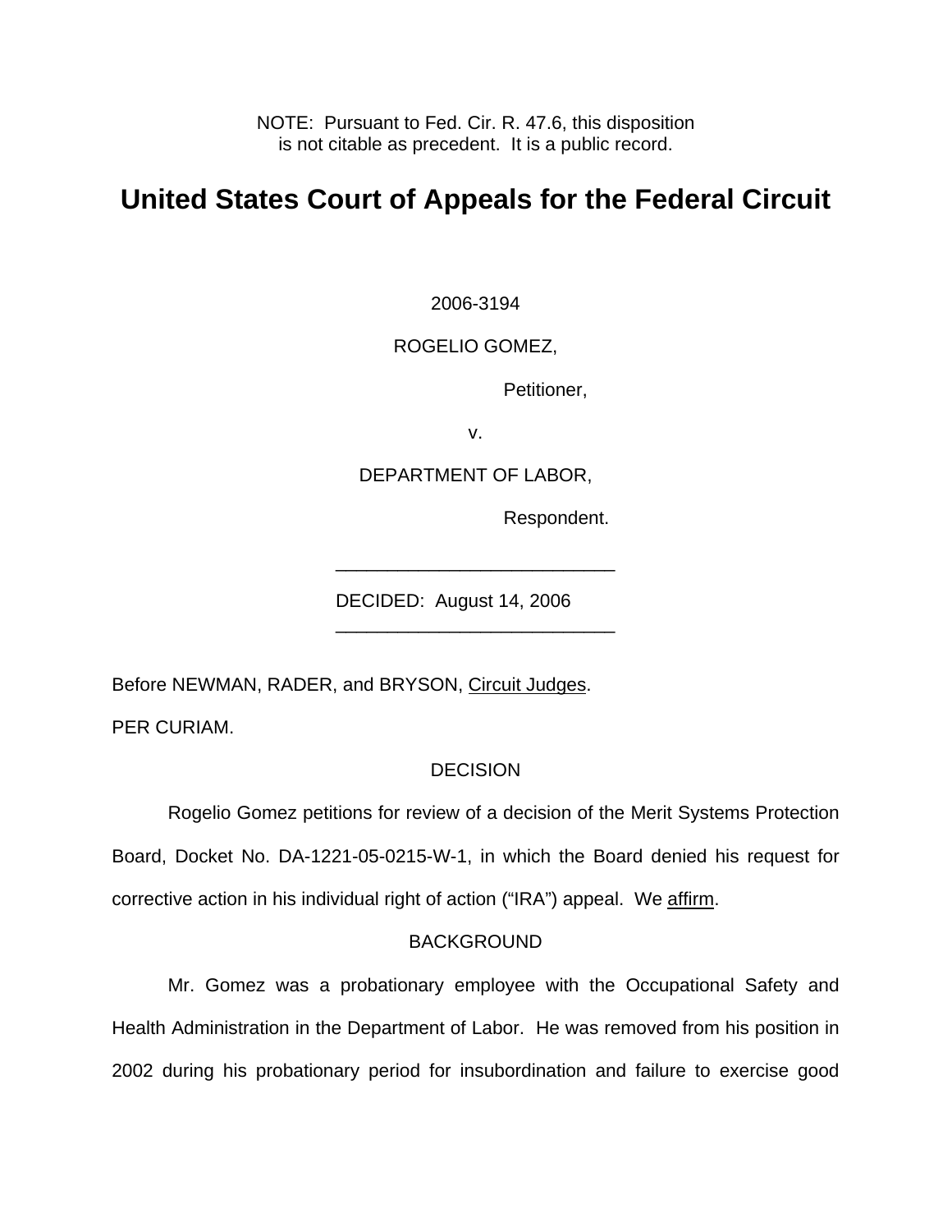NOTE: Pursuant to Fed. Cir. R. 47.6, this disposition is not citable as precedent. It is a public record.

# United States Court of Appeals for the Federal Circuit

2006-3194

ROGELIO GOMEZ,

Petitioner,

v.

DEPARTMENT OF LABOR,

Respondent.

---

DECIDED: August 14, 2006

---

Before NEWMAN, RADER, and BRYSON, Circuit Judges.

PER CURIAM.

## DECISION

Rogelio Gomez petitions for review of a decision of the Merit Systems Protection Board, Docket No. DA-1221-05-0215-W-1, in which the Board denied his request for corrective action in his individual right of action ("IRA") appeal. We affirm.

## BACKGROUND

Mr. Gomez was a probationary employee with the Occupational Safety and Health Administration in the Department of Labor. He was removed from his position in 2002 during his probationary period for insubordination and failure to exercise good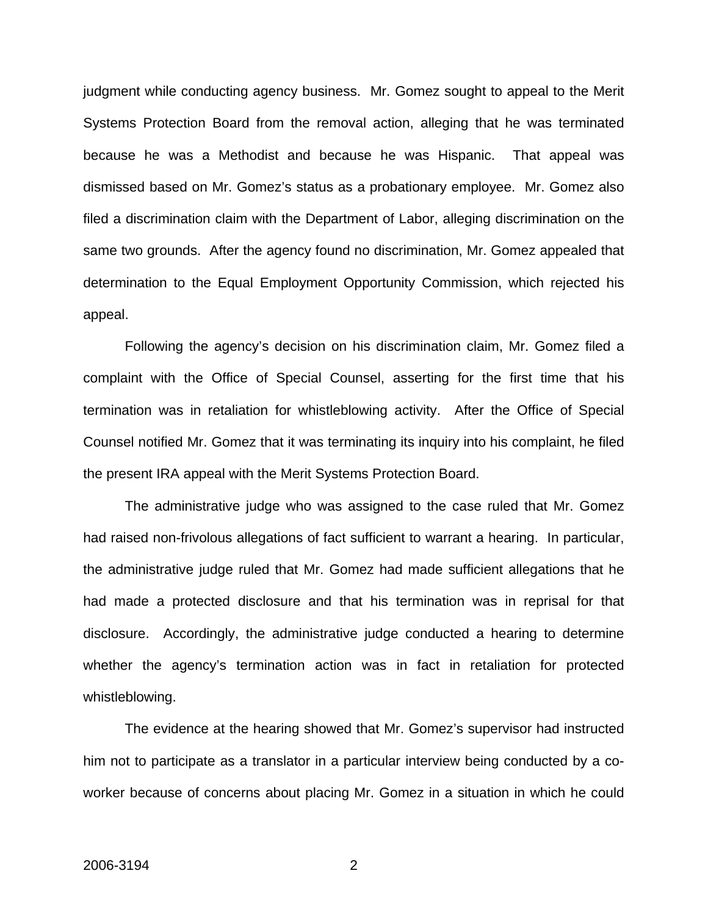judgment while conducting agency business. Mr. Gomez sought to appeal to the Merit Systems Protection Board from the removal action, alleging that he was terminated because he was a Methodist and because he was Hispanic. That appeal was dismissed based on Mr. Gomez's status as a probationary employee. Mr. Gomez also filed a discrimination claim with the Department of Labor, alleging discrimination on the same two grounds. After the agency found no discrimination, Mr. Gomez appealed that determination to the Equal Employment Opportunity Commission, which rejected his appeal.

Following the agency's decision on his discrimination claim, Mr. Gomez filed a complaint with the Office of Special Counsel, asserting for the first time that his termination was in retaliation for whistleblowing activity. After the Office of Special Counsel notified Mr. Gomez that it was terminating its inquiry into his complaint, he filed the present IRA appeal with the Merit Systems Protection Board.

The administrative judge who was assigned to the case ruled that Mr. Gomez had raised non-frivolous allegations of fact sufficient to warrant a hearing. In particular, the administrative judge ruled that Mr. Gomez had made sufficient allegations that he had made a protected disclosure and that his termination was in reprisal for that disclosure. Accordingly, the administrative judge conducted a hearing to determine whether the agency's termination action was in fact in retaliation for protected whistleblowing.

The evidence at the hearing showed that Mr. Gomez's supervisor had instructed him not to participate as a translator in a particular interview being conducted by a co-worker because of concerns about placing Mr. Gomez in a situation in which he could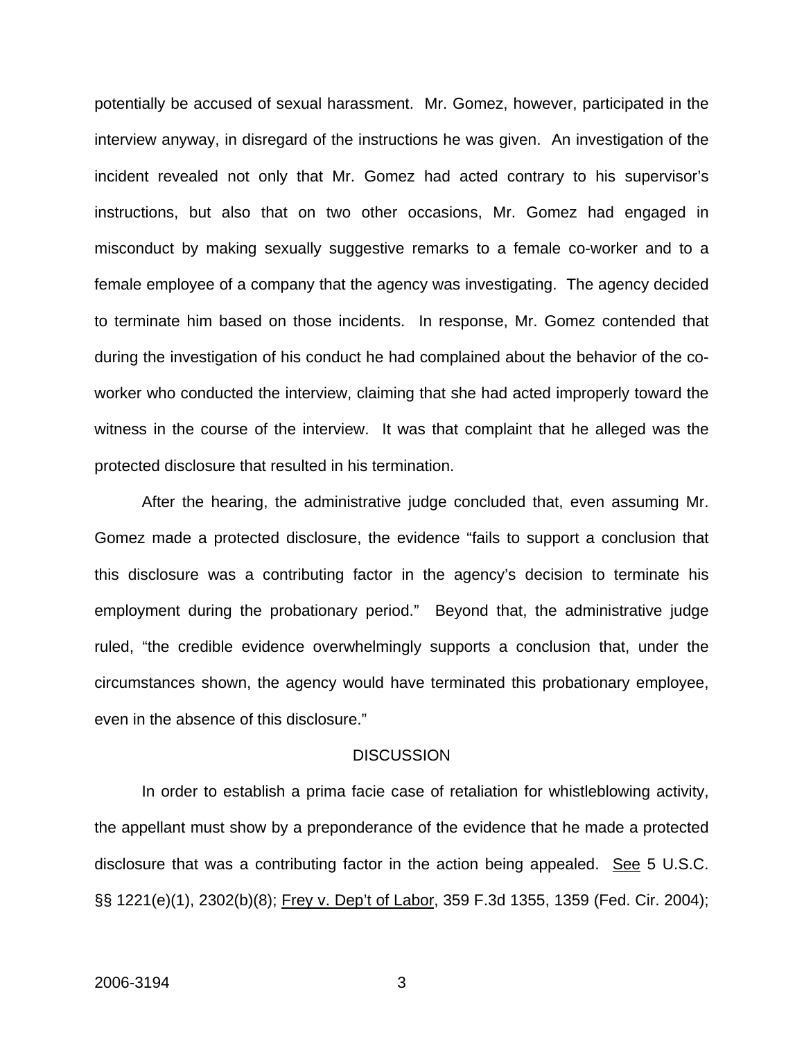potentially be accused of sexual harassment. Mr. Gomez, however, participated in the interview anyway, in disregard of the instructions he was given. An investigation of the incident revealed not only that Mr. Gomez had acted contrary to his supervisor's instructions, but also that on two other occasions, Mr. Gomez had engaged in misconduct by making sexually suggestive remarks to a female co-worker and to a female employee of a company that the agency was investigating. The agency decided to terminate him based on those incidents. In response, Mr. Gomez contended that during the investigation of his conduct he had complained about the behavior of the co-worker who conducted the interview, claiming that she had acted improperly toward the witness in the course of the interview. It was that complaint that he alleged was the protected disclosure that resulted in his termination.

After the hearing, the administrative judge concluded that, even assuming Mr. Gomez made a protected disclosure, the evidence "fails to support a conclusion that this disclosure was a contributing factor in the agency's decision to terminate his employment during the probationary period." Beyond that, the administrative judge ruled, "the credible evidence overwhelmingly supports a conclusion that, under the circumstances shown, the agency would have terminated this probationary employee, even in the absence of this disclosure."

## DISCUSSION

In order to establish a prima facie case of retaliation for whistleblowing activity, the appellant must show by a preponderance of the evidence that he made a protected disclosure that was a contributing factor in the action being appealed. See 5 U.S.C. §§ 1221(e)(1), 2302(b)(8); Frey v. Dep't of Labor, 359 F.3d 1355, 1359 (Fed. Cir. 2004);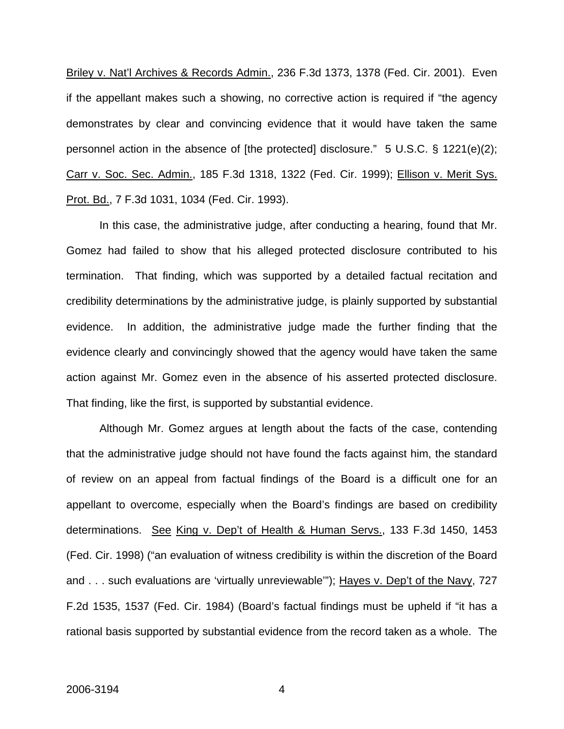Briley v. Nat'l Archives & Records Admin., 236 F.3d 1373, 1378 (Fed. Cir. 2001). Even if the appellant makes such a showing, no corrective action is required if "the agency demonstrates by clear and convincing evidence that it would have taken the same personnel action in the absence of [the protected] disclosure." 5 U.S.C. § 1221(e)(2); Carr v. Soc. Sec. Admin., 185 F.3d 1318, 1322 (Fed. Cir. 1999); Ellison v. Merit Sys. Prot. Bd., 7 F.3d 1031, 1034 (Fed. Cir. 1993).

In this case, the administrative judge, after conducting a hearing, found that Mr. Gomez had failed to show that his alleged protected disclosure contributed to his termination. That finding, which was supported by a detailed factual recitation and credibility determinations by the administrative judge, is plainly supported by substantial evidence. In addition, the administrative judge made the further finding that the evidence clearly and convincingly showed that the agency would have taken the same action against Mr. Gomez even in the absence of his asserted protected disclosure. That finding, like the first, is supported by substantial evidence.

Although Mr. Gomez argues at length about the facts of the case, contending that the administrative judge should not have found the facts against him, the standard of review on an appeal from factual findings of the Board is a difficult one for an appellant to overcome, especially when the Board's findings are based on credibility determinations. See King v. Dep't of Health & Human Servs., 133 F.3d 1450, 1453 (Fed. Cir. 1998) ("an evaluation of witness credibility is within the discretion of the Board and . . . such evaluations are 'virtually unreviewable'"); Hayes v. Dep't of the Navy, 727 F.2d 1535, 1537 (Fed. Cir. 1984) (Board's factual findings must be upheld if "it has a rational basis supported by substantial evidence from the record taken as a whole. The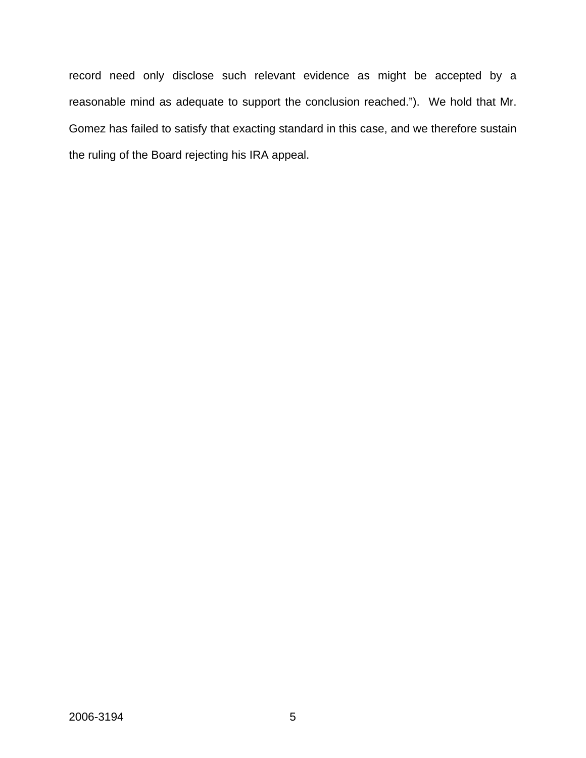record need only disclose such relevant evidence as might be accepted by a reasonable mind as adequate to support the conclusion reached."). We hold that Mr. Gomez has failed to satisfy that exacting standard in this case, and we therefore sustain the ruling of the Board rejecting his IRA appeal.